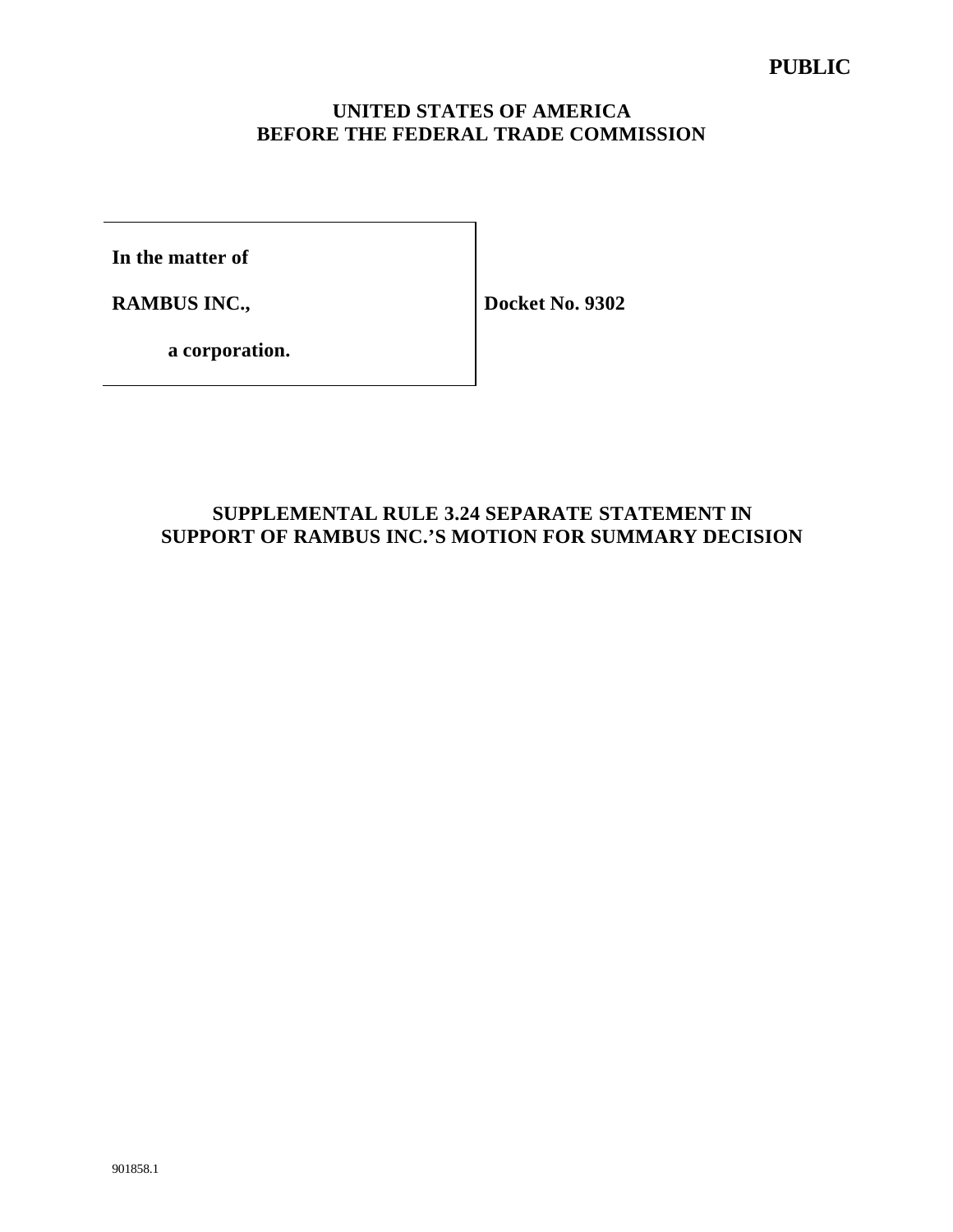**PUBLIC**

**UNITED STATES OF AMERICA**
**BEFORE THE FEDERAL TRADE COMMISSION**

| | |
|---|---|
| **In the matter of** | |
| **RAMBUS INC.,** | **Docket No. 9302** |
| **a corporation.** | |

## SUPPLEMENTAL RULE 3.24 SEPARATE STATEMENT IN SUPPORT OF RAMBUS INC.'S MOTION FOR SUMMARY DECISION

901858.1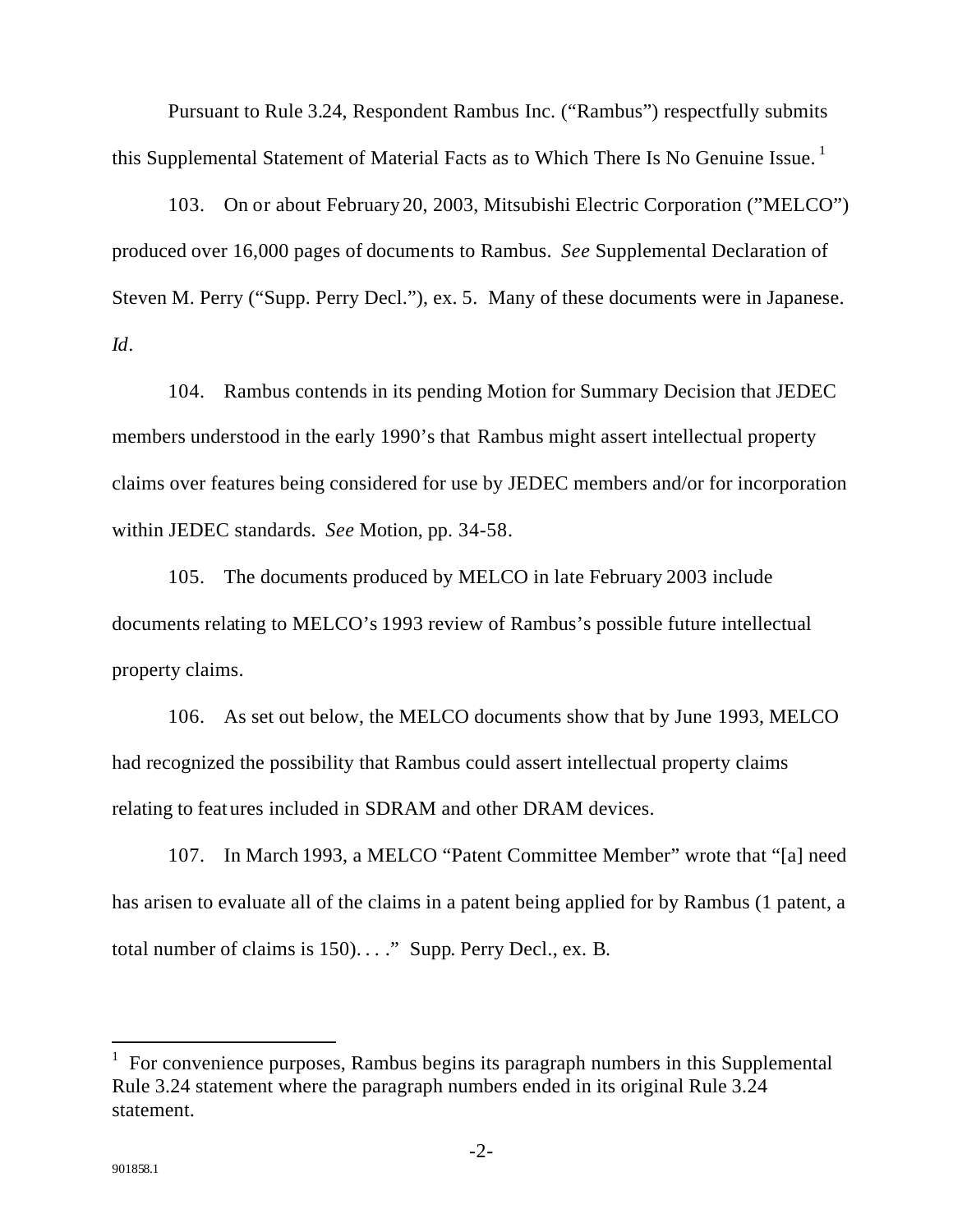Pursuant to Rule 3.24, Respondent Rambus Inc. ("Rambus") respectfully submits this Supplemental Statement of Material Facts as to Which There Is No Genuine Issue.[1]

103. On or about February 20, 2003, Mitsubishi Electric Corporation ("MELCO") produced over 16,000 pages of documents to Rambus. *See* Supplemental Declaration of Steven M. Perry ("Supp. Perry Decl."), ex. 5. Many of these documents were in Japanese. *Id*.

104. Rambus contends in its pending Motion for Summary Decision that JEDEC members understood in the early 1990's that Rambus might assert intellectual property claims over features being considered for use by JEDEC members and/or for incorporation within JEDEC standards. *See* Motion, pp. 34-58.

105. The documents produced by MELCO in late February 2003 include documents relating to MELCO's 1993 review of Rambus's possible future intellectual property claims.

106. As set out below, the MELCO documents show that by June 1993, MELCO had recognized the possibility that Rambus could assert intellectual property claims relating to features included in SDRAM and other DRAM devices.

107. In March 1993, a MELCO "Patent Committee Member" wrote that "[a] need has arisen to evaluate all of the claims in a patent being applied for by Rambus (1 patent, a total number of claims is 150). . . ." Supp. Perry Decl., ex. B.

---

[1] For convenience purposes, Rambus begins its paragraph numbers in this Supplemental Rule 3.24 statement where the paragraph numbers ended in its original Rule 3.24 statement.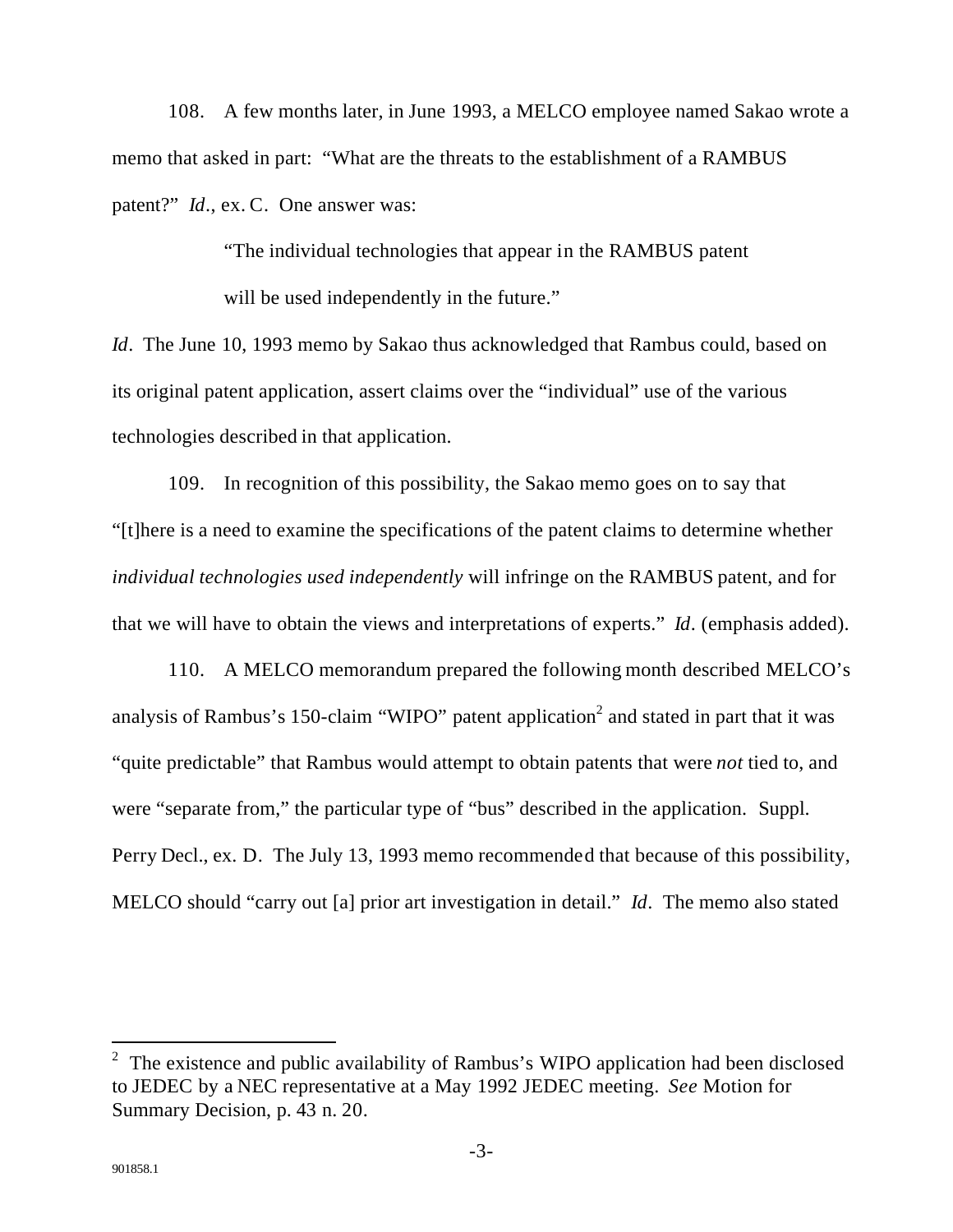108. A few months later, in June 1993, a MELCO employee named Sakao wrote a memo that asked in part: "What are the threats to the establishment of a RAMBUS patent?" *Id*., ex. C. One answer was:

> "The individual technologies that appear in the RAMBUS patent will be used independently in the future."

*Id*. The June 10, 1993 memo by Sakao thus acknowledged that Rambus could, based on its original patent application, assert claims over the "individual" use of the various technologies described in that application.

109. In recognition of this possibility, the Sakao memo goes on to say that "[t]here is a need to examine the specifications of the patent claims to determine whether *individual technologies used independently* will infringe on the RAMBUS patent, and for that we will have to obtain the views and interpretations of experts." *Id*. (emphasis added).

110. A MELCO memorandum prepared the following month described MELCO's analysis of Rambus's 150-claim "WIPO" patent application[2] and stated in part that it was "quite predictable" that Rambus would attempt to obtain patents that were *not* tied to, and were "separate from," the particular type of "bus" described in the application. Suppl. Perry Decl., ex. D. The July 13, 1993 memo recommended that because of this possibility, MELCO should "carry out [a] prior art investigation in detail." *Id*. The memo also stated

---

[2] The existence and public availability of Rambus's WIPO application had been disclosed to JEDEC by a NEC representative at a May 1992 JEDEC meeting. *See* Motion for Summary Decision, p. 43 n. 20.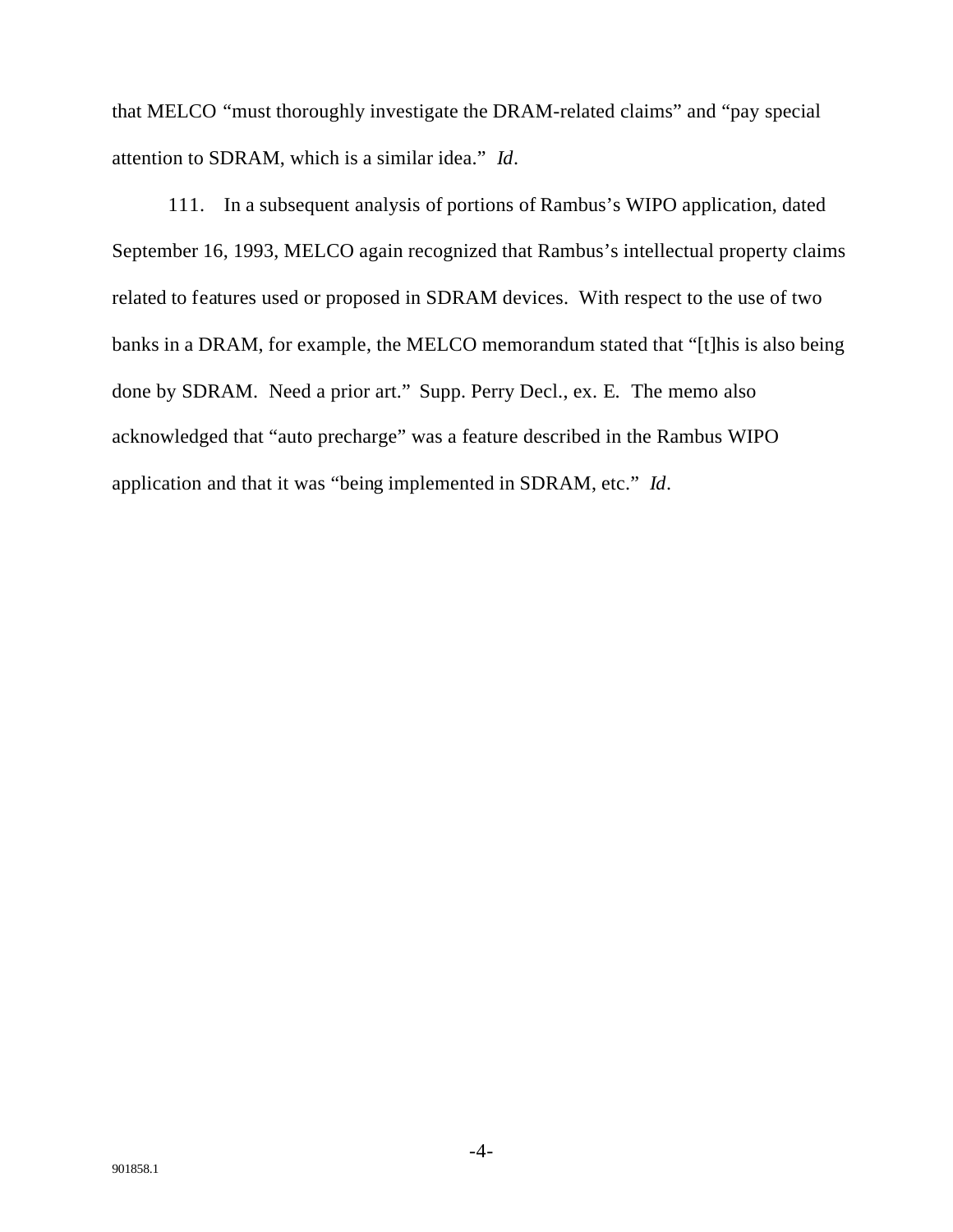that MELCO "must thoroughly investigate the DRAM-related claims" and "pay special attention to SDRAM, which is a similar idea." *Id*.

111. In a subsequent analysis of portions of Rambus's WIPO application, dated September 16, 1993, MELCO again recognized that Rambus's intellectual property claims related to features used or proposed in SDRAM devices. With respect to the use of two banks in a DRAM, for example, the MELCO memorandum stated that "[t]his is also being done by SDRAM. Need a prior art." Supp. Perry Decl., ex. E. The memo also acknowledged that "auto precharge" was a feature described in the Rambus WIPO application and that it was "being implemented in SDRAM, etc." *Id*.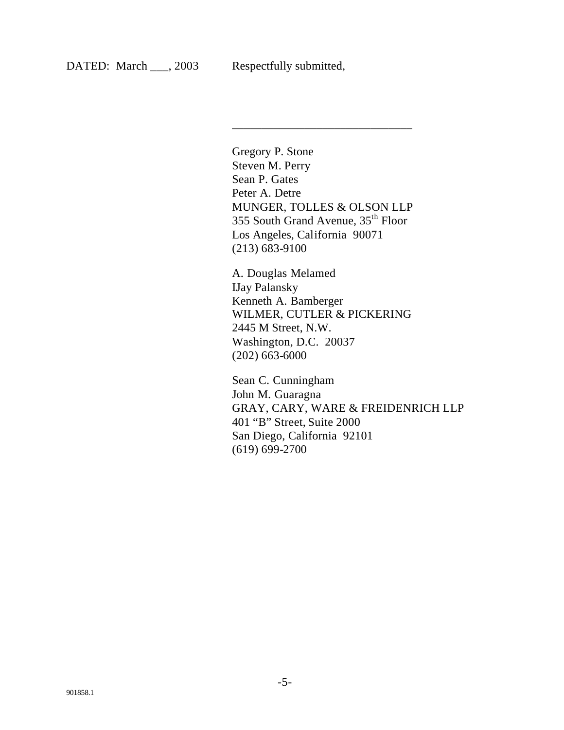DATED: March ___, 2003 Respectfully submitted,

______________________________

Gregory P. Stone
Steven M. Perry
Sean P. Gates
Peter A. Detre
MUNGER, TOLLES & OLSON LLP
355 South Grand Avenue, 35th Floor
Los Angeles, California 90071
(213) 683-9100

A. Douglas Melamed
IJay Palansky
Kenneth A. Bamberger
WILMER, CUTLER & PICKERING
2445 M Street, N.W.
Washington, D.C. 20037
(202) 663-6000

Sean C. Cunningham
John M. Guaragna
GRAY, CARY, WARE & FREIDENRICH LLP
401 "B" Street, Suite 2000
San Diego, California 92101
(619) 699-2700

901858.1